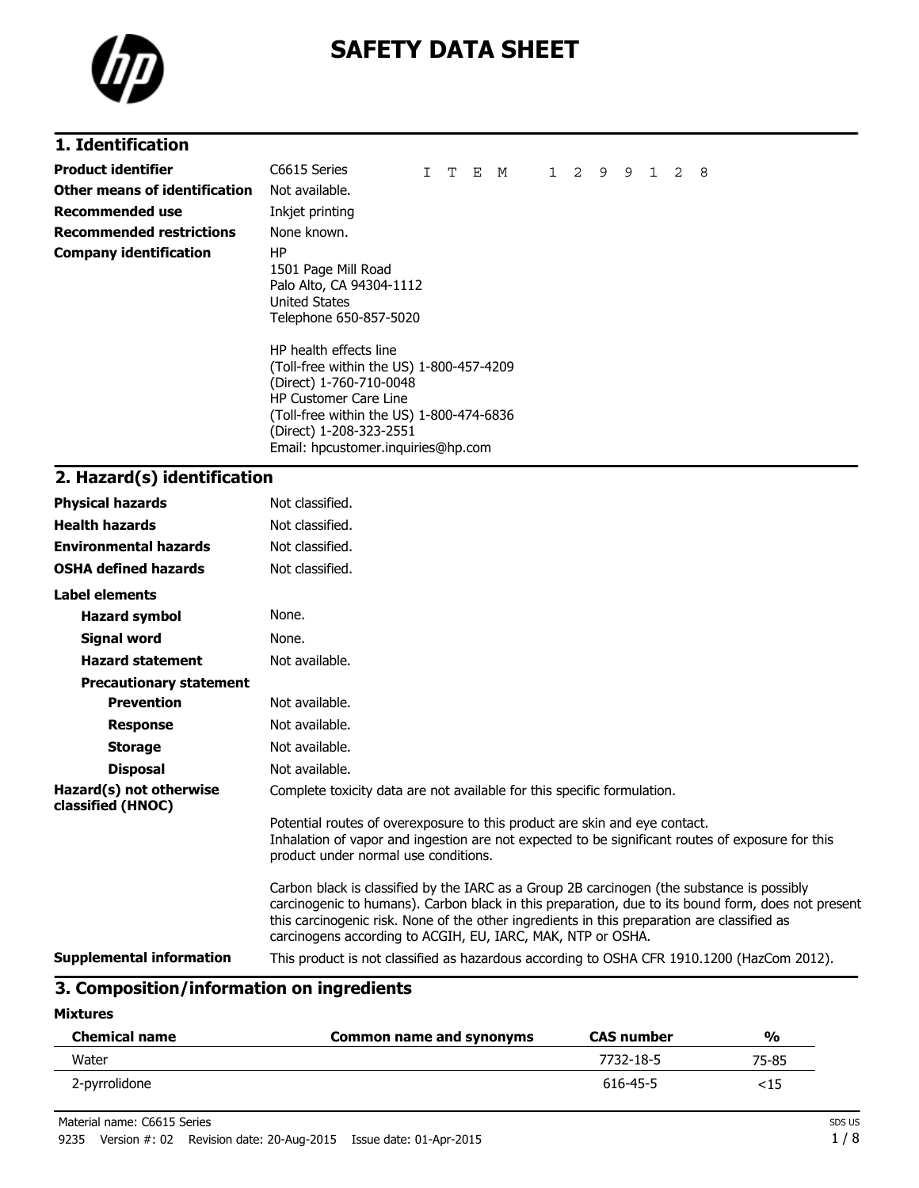# SAFETY DATA SHEET

## 1. Identification

| | |
|---|---|
| **Product identifier** | C6615 Series I T E M 1 2 9 9 1 2 8 |
| **Other means of identification** | Not available. |
| **Recommended use** | Inkjet printing |
| **Recommended restrictions** | None known. |
| **Company identification** | HP<br>1501 Page Mill Road<br>Palo Alto, CA 94304-1112<br>United States<br>Telephone 650-857-5020<br><br>HP health effects line<br>(Toll-free within the US) 1-800-457-4209<br>(Direct) 1-760-710-0048<br>HP Customer Care Line<br>(Toll-free within the US) 1-800-474-6836<br>(Direct) 1-208-323-2551<br>Email: hpcustomer.inquiries@hp.com |

## 2. Hazard(s) identification

| | |
|---|---|
| **Physical hazards** | Not classified. |
| **Health hazards** | Not classified. |
| **Environmental hazards** | Not classified. |
| **OSHA defined hazards** | Not classified. |

**Label elements**

| | |
|---|---|
| **Hazard symbol** | None. |
| **Signal word** | None. |
| **Hazard statement** | Not available. |
| **Precautionary statement** | |
| **Prevention** | Not available. |
| **Response** | Not available. |
| **Storage** | Not available. |
| **Disposal** | Not available. |

**Hazard(s) not otherwise classified (HNOC)**

Complete toxicity data are not available for this specific formulation.

Potential routes of overexposure to this product are skin and eye contact.
Inhalation of vapor and ingestion are not expected to be significant routes of exposure for this product under normal use conditions.

Carbon black is classified by the IARC as a Group 2B carcinogen (the substance is possibly carcinogenic to humans). Carbon black in this preparation, due to its bound form, does not present this carcinogenic risk. None of the other ingredients in this preparation are classified as carcinogens according to ACGIH, EU, IARC, MAK, NTP or OSHA.

**Supplemental information**

This product is not classified as hazardous according to OSHA CFR 1910.1200 (HazCom 2012).

## 3. Composition/information on ingredients

**Mixtures**

| Chemical name | Common name and synonyms | CAS number | % |
|---|---|---|---|
| Water | | 7732-18-5 | 75-85 |
| 2-pyrrolidone | | 616-45-5 | <15 |

Material name: C6615 Series

9235 Version #: 02 Revision date: 20-Aug-2015 Issue date: 01-Apr-2015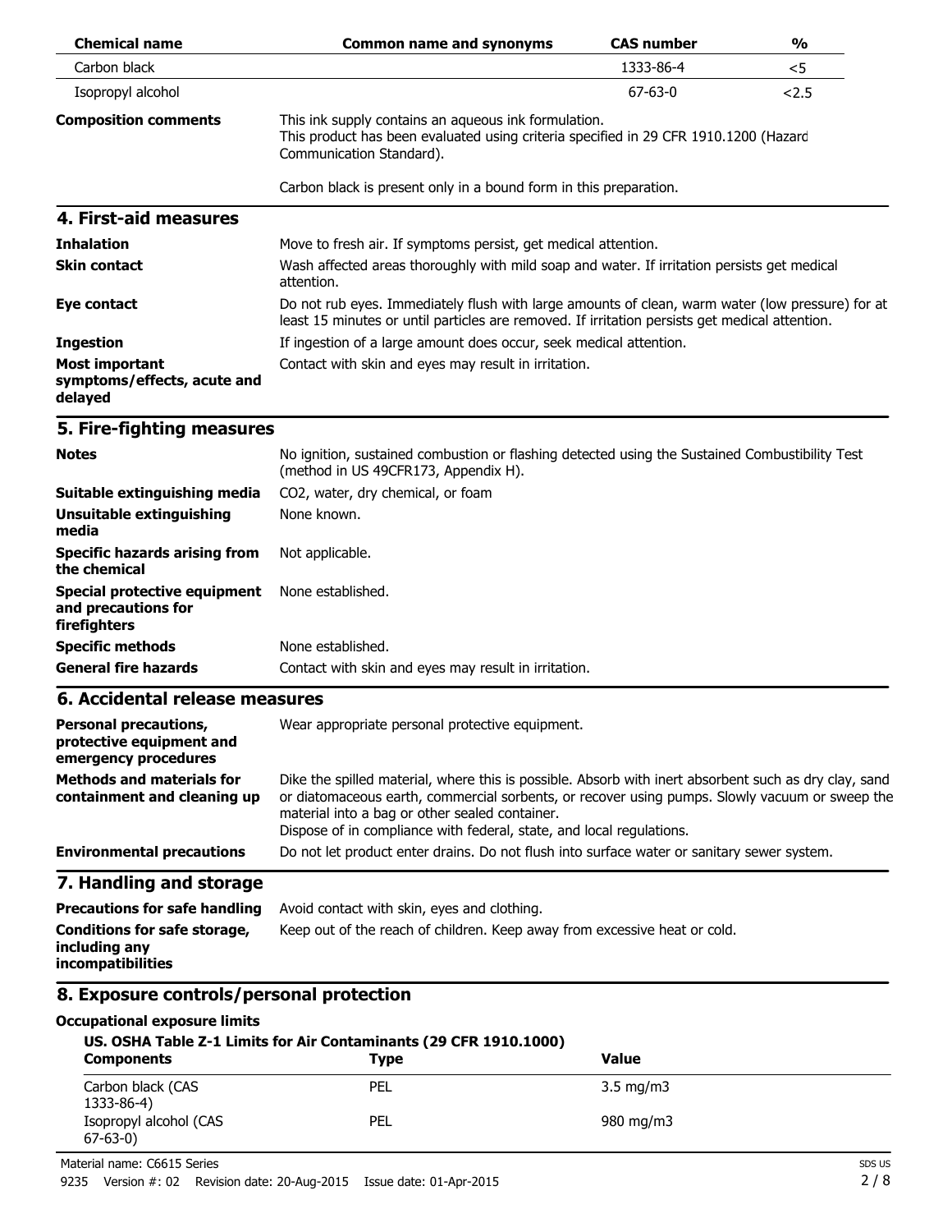| Chemical name | Common name and synonyms | CAS number | % |
|---|---|---|---|
| Carbon black | | 1333-86-4 | <5 |
| Isopropyl alcohol | | 67-63-0 | <2.5 |

**Composition comments**

This ink supply contains an aqueous ink formulation.
This product has been evaluated using criteria specified in 29 CFR 1910.1200 (Hazard Communication Standard).

Carbon black is present only in a bound form in this preparation.

## 4. First-aid measures

**Inhalation**
Move to fresh air. If symptoms persist, get medical attention.

**Skin contact**
Wash affected areas thoroughly with mild soap and water. If irritation persists get medical attention.

**Eye contact**
Do not rub eyes. Immediately flush with large amounts of clean, warm water (low pressure) for at least 15 minutes or until particles are removed. If irritation persists get medical attention.

**Ingestion**
If ingestion of a large amount does occur, seek medical attention.

**Most important symptoms/effects, acute and delayed**
Contact with skin and eyes may result in irritation.

## 5. Fire-fighting measures

**Notes**
No ignition, sustained combustion or flashing detected using the Sustained Combustibility Test (method in US 49CFR173, Appendix H).

**Suitable extinguishing media**
$CO_2$, water, dry chemical, or foam

**Unsuitable extinguishing media**
None known.

**Specific hazards arising from the chemical**
Not applicable.

**Special protective equipment and precautions for firefighters**
None established.

**Specific methods**
None established.

**General fire hazards**
Contact with skin and eyes may result in irritation.

## 6. Accidental release measures

**Personal precautions, protective equipment and emergency procedures**
Wear appropriate personal protective equipment.

**Methods and materials for containment and cleaning up**
Dike the spilled material, where this is possible. Absorb with inert absorbent such as dry clay, sand or diatomaceous earth, commercial sorbents, or recover using pumps. Slowly vacuum or sweep the material into a bag or other sealed container.
Dispose of in compliance with federal, state, and local regulations.

**Environmental precautions**
Do not let product enter drains. Do not flush into surface water or sanitary sewer system.

## 7. Handling and storage

**Precautions for safe handling**
Avoid contact with skin, eyes and clothing.

**Conditions for safe storage, including any incompatibilities**
Keep out of the reach of children. Keep away from excessive heat or cold.

## 8. Exposure controls/personal protection

**Occupational exposure limits**

**US. OSHA Table Z-1 Limits for Air Contaminants (29 CFR 1910.1000)**

| Components | Type | Value |
|---|---|---|
| Carbon black (CAS 1333-86-4) | PEL | 3.5 mg/m3 |
| Isopropyl alcohol (CAS 67-63-0) | PEL | 980 mg/m3 |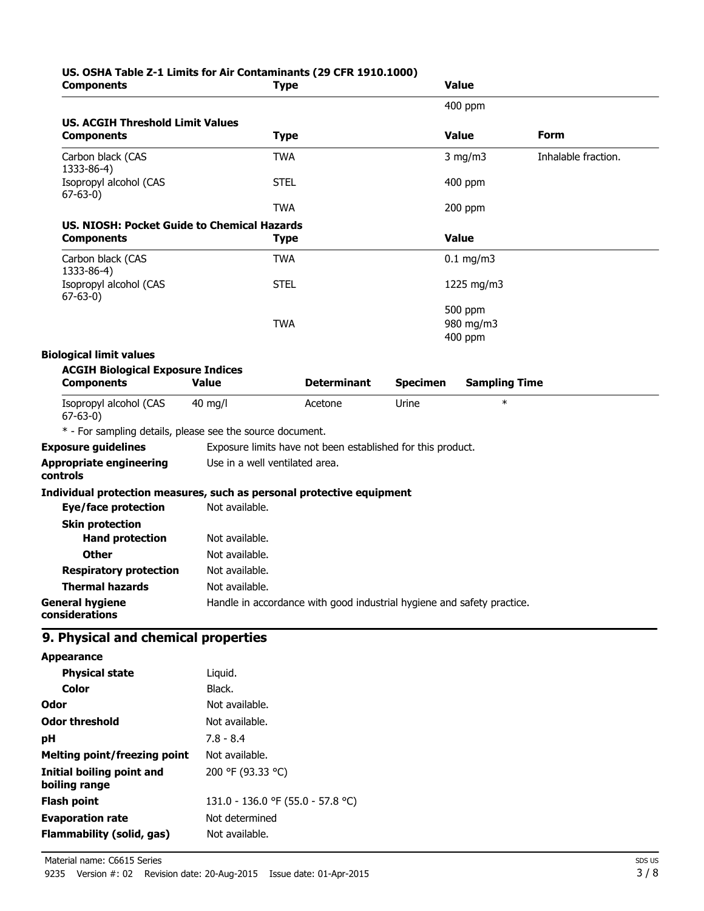**US. OSHA Table Z-1 Limits for Air Contaminants (29 CFR 1910.1000)**

| Components | Type | Value |
| --- | --- | --- |
| | | 400 ppm |

**US. ACGIH Threshold Limit Values**

| Components | Type | Value | Form |
| --- | --- | --- | --- |
| Carbon black (CAS 1333-86-4) | TWA | 3 mg/m3 | Inhalable fraction. |
| Isopropyl alcohol (CAS 67-63-0) | STEL | 400 ppm | |
| | TWA | 200 ppm | |

**US. NIOSH: Pocket Guide to Chemical Hazards**

| Components | Type | Value |
| --- | --- | --- |
| Carbon black (CAS 1333-86-4) | TWA | 0.1 mg/m3 |
| Isopropyl alcohol (CAS 67-63-0) | STEL | 1225 mg/m3 |
| | | 500 ppm |
| | TWA | 980 mg/m3 |
| | | 400 ppm |

**Biological limit values**

**ACGIH Biological Exposure Indices**

| Components | Value | Determinant | Specimen | Sampling Time |
| --- | --- | --- | --- | --- |
| Isopropyl alcohol (CAS 67-63-0) | 40 mg/l | Acetone | Urine | * |

\* - For sampling details, please see the source document.

**Exposure guidelines** Exposure limits have not been established for this product.

**Appropriate engineering controls** Use in a well ventilated area.

**Individual protection measures, such as personal protective equipment**

- **Eye/face protection** Not available.
- **Skin protection**
  - **Hand protection** Not available.
  - **Other** Not available.
- **Respiratory protection** Not available.
- **Thermal hazards** Not available.

**General hygiene considerations** Handle in accordance with good industrial hygiene and safety practice.

## 9. Physical and chemical properties

**Appearance**

- **Physical state** Liquid.
- **Color** Black.

**Odor** Not available.

**Odor threshold** Not available.

**pH** 7.8 - 8.4

**Melting point/freezing point** Not available.

**Initial boiling point and boiling range** 200 °F (93.33 °C)

**Flash point** 131.0 - 136.0 °F (55.0 - 57.8 °C)

**Evaporation rate** Not determined

**Flammability (solid, gas)** Not available.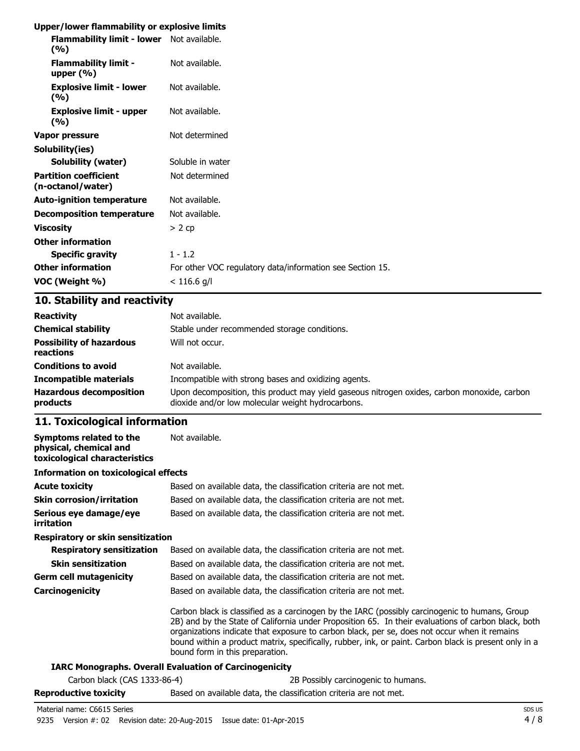**Upper/lower flammability or explosive limits**

| | |
|---|---|
| **Flammability limit - lower (%)** | Not available. |
| **Flammability limit - upper (%)** | Not available. |
| **Explosive limit - lower (%)** | Not available. |
| **Explosive limit - upper (%)** | Not available. |
| **Vapor pressure** | Not determined |
| **Solubility(ies)** | |
| **Solubility (water)** | Soluble in water |
| **Partition coefficient (n-octanol/water)** | Not determined |
| **Auto-ignition temperature** | Not available. |
| **Decomposition temperature** | Not available. |
| **Viscosity** | > 2 cp |
| **Other information** | |
| **Specific gravity** | 1 - 1.2 |
| **Other information** | For other VOC regulatory data/information see Section 15. |
| **VOC (Weight %)** | < 116.6 g/l |

## 10. Stability and reactivity

| | |
|---|---|
| **Reactivity** | Not available. |
| **Chemical stability** | Stable under recommended storage conditions. |
| **Possibility of hazardous reactions** | Will not occur. |
| **Conditions to avoid** | Not available. |
| **Incompatible materials** | Incompatible with strong bases and oxidizing agents. |
| **Hazardous decomposition products** | Upon decomposition, this product may yield gaseous nitrogen oxides, carbon monoxide, carbon dioxide and/or low molecular weight hydrocarbons. |

## 11. Toxicological information

| | |
|---|---|
| **Symptoms related to the physical, chemical and toxicological characteristics** | Not available. |

**Information on toxicological effects**

| | |
|---|---|
| **Acute toxicity** | Based on available data, the classification criteria are not met. |
| **Skin corrosion/irritation** | Based on available data, the classification criteria are not met. |
| **Serious eye damage/eye irritation** | Based on available data, the classification criteria are not met. |

**Respiratory or skin sensitization**

| | |
|---|---|
| **Respiratory sensitization** | Based on available data, the classification criteria are not met. |
| **Skin sensitization** | Based on available data, the classification criteria are not met. |
| **Germ cell mutagenicity** | Based on available data, the classification criteria are not met. |
| **Carcinogenicity** | Based on available data, the classification criteria are not met. |

Carbon black is classified as a carcinogen by the IARC (possibly carcinogenic to humans, Group 2B) and by the State of California under Proposition 65. In their evaluations of carbon black, both organizations indicate that exposure to carbon black, per se, does not occur when it remains bound within a product matrix, specifically, rubber, ink, or paint. Carbon black is present only in a bound form in this preparation.

**IARC Monographs. Overall Evaluation of Carcinogenicity**

| | |
|---|---|
| Carbon black (CAS 1333-86-4) | 2B Possibly carcinogenic to humans. |

| | |
|---|---|
| **Reproductive toxicity** | Based on available data, the classification criteria are not met. |

Material name: C6615 Series

9235 Version #: 02 Revision date: 20-Aug-2015 Issue date: 01-Apr-2015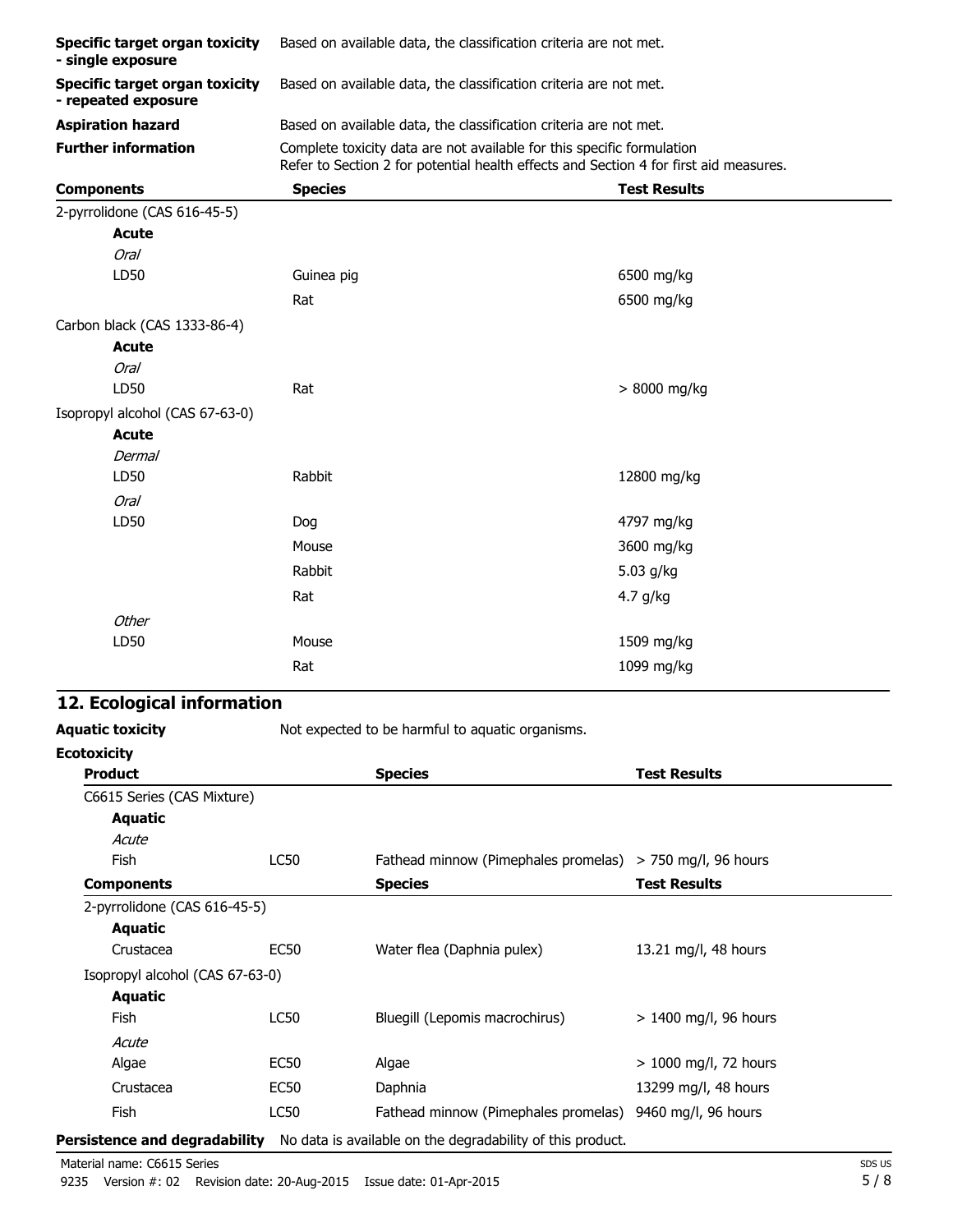| | |
|---|---|
| **Specific target organ toxicity - single exposure** | Based on available data, the classification criteria are not met. |
| **Specific target organ toxicity - repeated exposure** | Based on available data, the classification criteria are not met. |
| **Aspiration hazard** | Based on available data, the classification criteria are not met. |
| **Further information** | Complete toxicity data are not available for this specific formulation<br>Refer to Section 2 for potential health effects and Section 4 for first aid measures. |

| Components | Species | Test Results |
|---|---|---|
| 2-pyrrolidone (CAS 616-45-5) | | |
| **Acute** | | |
| *Oral* | | |
| LD50 | Guinea pig | 6500 mg/kg |
| | Rat | 6500 mg/kg |
| Carbon black (CAS 1333-86-4) | | |
| **Acute** | | |
| *Oral* | | |
| LD50 | Rat | > 8000 mg/kg |
| Isopropyl alcohol (CAS 67-63-0) | | |
| **Acute** | | |
| *Dermal* | | |
| LD50 | Rabbit | 12800 mg/kg |
| *Oral* | | |
| LD50 | Dog | 4797 mg/kg |
| | Mouse | 3600 mg/kg |
| | Rabbit | 5.03 g/kg |
| | Rat | 4.7 g/kg |
| *Other* | | |
| LD50 | Mouse | 1509 mg/kg |
| | Rat | 1099 mg/kg |

## 12. Ecological information

**Aquatic toxicity** Not expected to be harmful to aquatic organisms.

**Ecotoxicity**

| Product | | Species | Test Results |
|---|---|---|---|
| C6615 Series (CAS Mixture) | | | |
| **Aquatic** | | | |
| *Acute* | | | |
| Fish | LC50 | Fathead minnow (Pimephales promelas) | > 750 mg/l, 96 hours |

| Components | | Species | Test Results |
|---|---|---|---|
| 2-pyrrolidone (CAS 616-45-5) | | | |
| **Aquatic** | | | |
| Crustacea | EC50 | Water flea (Daphnia pulex) | 13.21 mg/l, 48 hours |
| Isopropyl alcohol (CAS 67-63-0) | | | |
| **Aquatic** | | | |
| Fish | LC50 | Bluegill (Lepomis macrochirus) | > 1400 mg/l, 96 hours |
| *Acute* | | | |
| Algae | EC50 | Algae | > 1000 mg/l, 72 hours |
| Crustacea | EC50 | Daphnia | 13299 mg/l, 48 hours |
| Fish | LC50 | Fathead minnow (Pimephales promelas) | 9460 mg/l, 96 hours |

**Persistence and degradability** No data is available on the degradability of this product.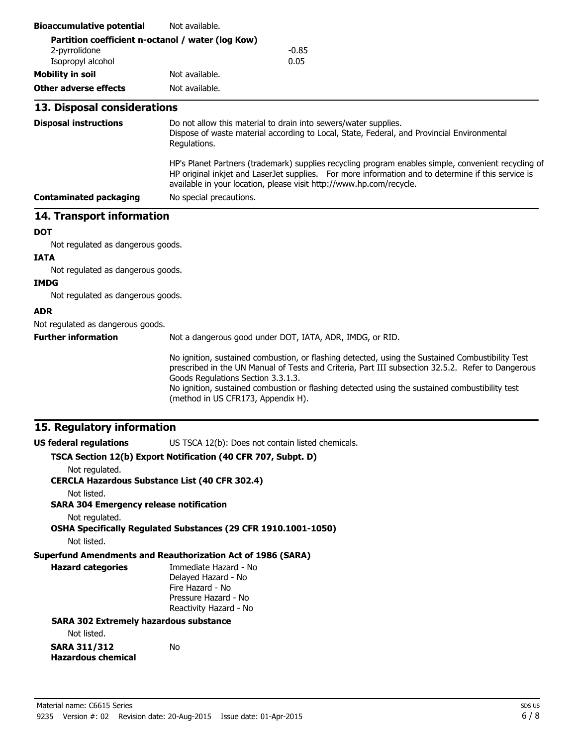**Bioaccumulative potential** Not available.

**Partition coefficient n-octanol / water (log Kow)**

| | |
|---|---|
| 2-pyrrolidone | -0.85 |
| Isopropyl alcohol | 0.05 |

**Mobility in soil** Not available.

**Other adverse effects** Not available.

## 13. Disposal considerations

**Disposal instructions** Do not allow this material to drain into sewers/water supplies. Dispose of waste material according to Local, State, Federal, and Provincial Environmental Regulations.

HP's Planet Partners (trademark) supplies recycling program enables simple, convenient recycling of HP original inkjet and LaserJet supplies. For more information and to determine if this service is available in your location, please visit http://www.hp.com/recycle.

**Contaminated packaging** No special precautions.

## 14. Transport information

**DOT**

Not regulated as dangerous goods.

**IATA**

Not regulated as dangerous goods.

**IMDG**

Not regulated as dangerous goods.

**ADR**

Not regulated as dangerous goods.

**Further information** Not a dangerous good under DOT, IATA, ADR, IMDG, or RID.

No ignition, sustained combustion, or flashing detected, using the Sustained Combustibility Test prescribed in the UN Manual of Tests and Criteria, Part III subsection 32.5.2. Refer to Dangerous Goods Regulations Section 3.3.1.3.
No ignition, sustained combustion or flashing detected using the sustained combustibility test (method in US CFR173, Appendix H).

## 15. Regulatory information

**US federal regulations** US TSCA 12(b): Does not contain listed chemicals.

**TSCA Section 12(b) Export Notification (40 CFR 707, Subpt. D)**

Not regulated.

**CERCLA Hazardous Substance List (40 CFR 302.4)**

Not listed.

**SARA 304 Emergency release notification**

Not regulated.

**OSHA Specifically Regulated Substances (29 CFR 1910.1001-1050)**

Not listed.

**Superfund Amendments and Reauthorization Act of 1986 (SARA)**

**Hazard categories**
Immediate Hazard - No
Delayed Hazard - No
Fire Hazard - No
Pressure Hazard - No
Reactivity Hazard - No

**SARA 302 Extremely hazardous substance**

Not listed.

**SARA 311/312 Hazardous chemical** No

Material name: C6615 Series
9235 Version #: 02 Revision date: 20-Aug-2015 Issue date: 01-Apr-2015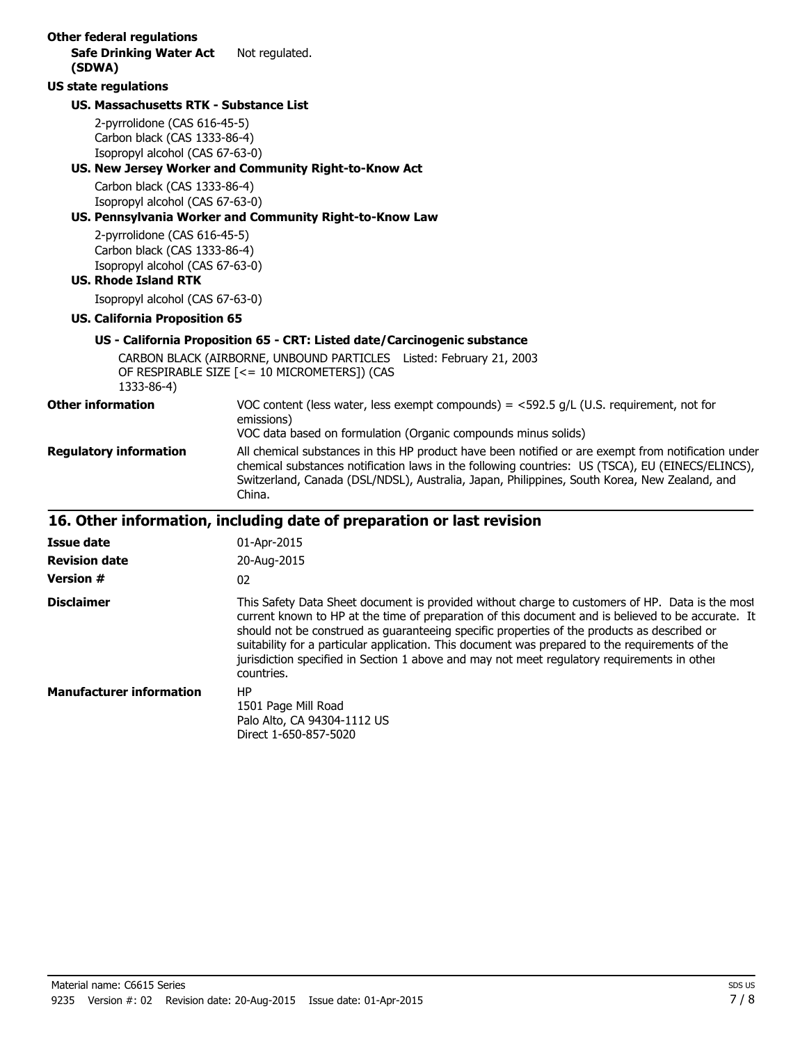**Other federal regulations**

**Safe Drinking Water Act (SDWA)** Not regulated.

**US state regulations**

**US. Massachusetts RTK - Substance List**

2-pyrrolidone (CAS 616-45-5)
Carbon black (CAS 1333-86-4)
Isopropyl alcohol (CAS 67-63-0)

**US. New Jersey Worker and Community Right-to-Know Act**

Carbon black (CAS 1333-86-4)
Isopropyl alcohol (CAS 67-63-0)

**US. Pennsylvania Worker and Community Right-to-Know Law**

2-pyrrolidone (CAS 616-45-5)
Carbon black (CAS 1333-86-4)
Isopropyl alcohol (CAS 67-63-0)

**US. Rhode Island RTK**

Isopropyl alcohol (CAS 67-63-0)

**US. California Proposition 65**

**US - California Proposition 65 - CRT: Listed date/Carcinogenic substance**

CARBON BLACK (AIRBORNE, UNBOUND PARTICLES OF RESPIRABLE SIZE [<= 10 MICROMETERS]) (CAS 1333-86-4) Listed: February 21, 2003

**Other information** VOC content (less water, less exempt compounds) = <592.5 g/L (U.S. requirement, not for emissions)
VOC data based on formulation (Organic compounds minus solids)

**Regulatory information** All chemical substances in this HP product have been notified or are exempt from notification under chemical substances notification laws in the following countries: US (TSCA), EU (EINECS/ELINCS), Switzerland, Canada (DSL/NDSL), Australia, Japan, Philippines, South Korea, New Zealand, and China.

## 16. Other information, including date of preparation or last revision

**Issue date** 01-Apr-2015

**Revision date** 20-Aug-2015

**Version #** 02

**Disclaimer** This Safety Data Sheet document is provided without charge to customers of HP. Data is the most current known to HP at the time of preparation of this document and is believed to be accurate. It should not be construed as guaranteeing specific properties of the products as described or suitability for a particular application. This document was prepared to the requirements of the jurisdiction specified in Section 1 above and may not meet regulatory requirements in other countries.

**Manufacturer information** HP
1501 Page Mill Road
Palo Alto, CA 94304-1112 US
Direct 1-650-857-5020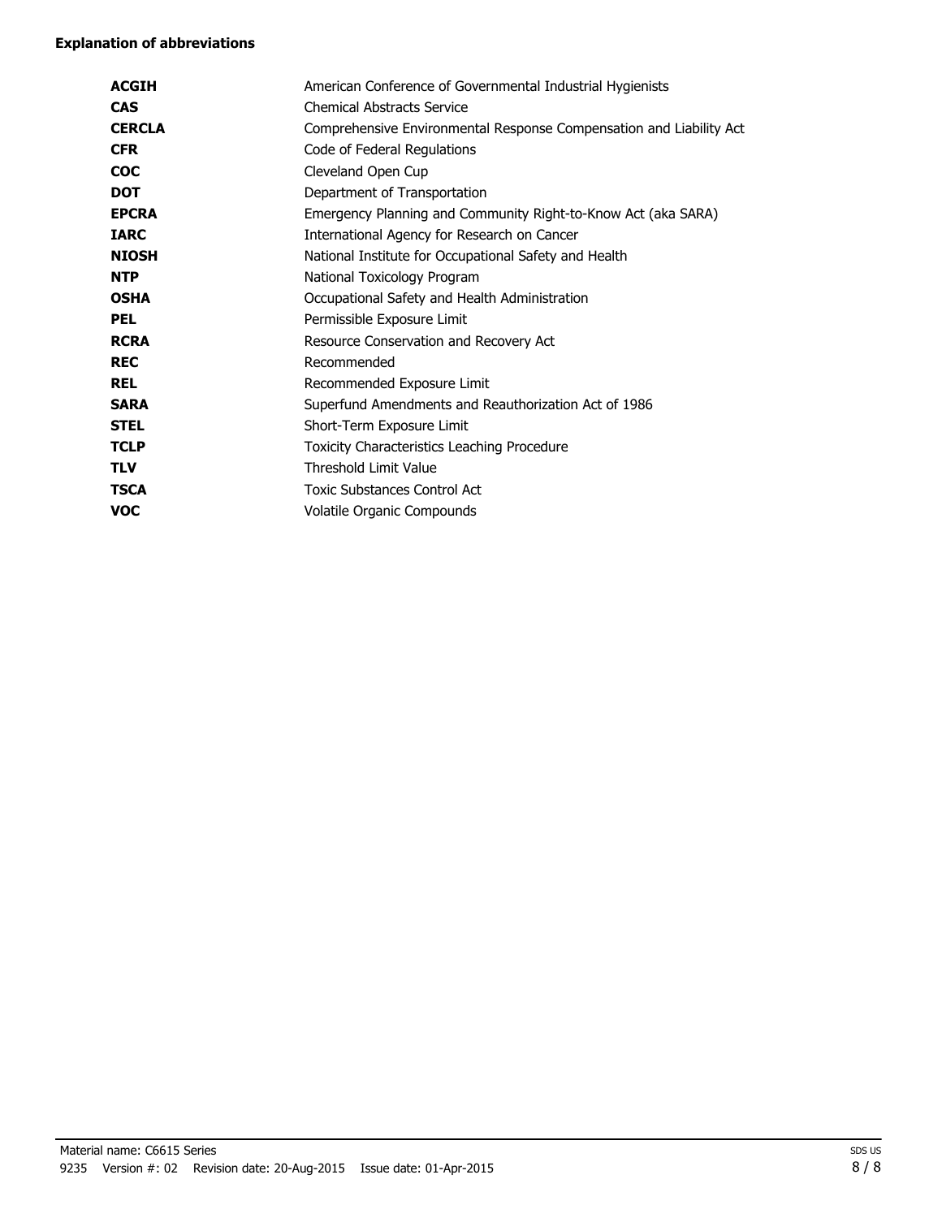**Explanation of abbreviations**

| | |
|---|---|
| **ACGIH** | American Conference of Governmental Industrial Hygienists |
| **CAS** | Chemical Abstracts Service |
| **CERCLA** | Comprehensive Environmental Response Compensation and Liability Act |
| **CFR** | Code of Federal Regulations |
| **COC** | Cleveland Open Cup |
| **DOT** | Department of Transportation |
| **EPCRA** | Emergency Planning and Community Right-to-Know Act (aka SARA) |
| **IARC** | International Agency for Research on Cancer |
| **NIOSH** | National Institute for Occupational Safety and Health |
| **NTP** | National Toxicology Program |
| **OSHA** | Occupational Safety and Health Administration |
| **PEL** | Permissible Exposure Limit |
| **RCRA** | Resource Conservation and Recovery Act |
| **REC** | Recommended |
| **REL** | Recommended Exposure Limit |
| **SARA** | Superfund Amendments and Reauthorization Act of 1986 |
| **STEL** | Short-Term Exposure Limit |
| **TCLP** | Toxicity Characteristics Leaching Procedure |
| **TLV** | Threshold Limit Value |
| **TSCA** | Toxic Substances Control Act |
| **VOC** | Volatile Organic Compounds |